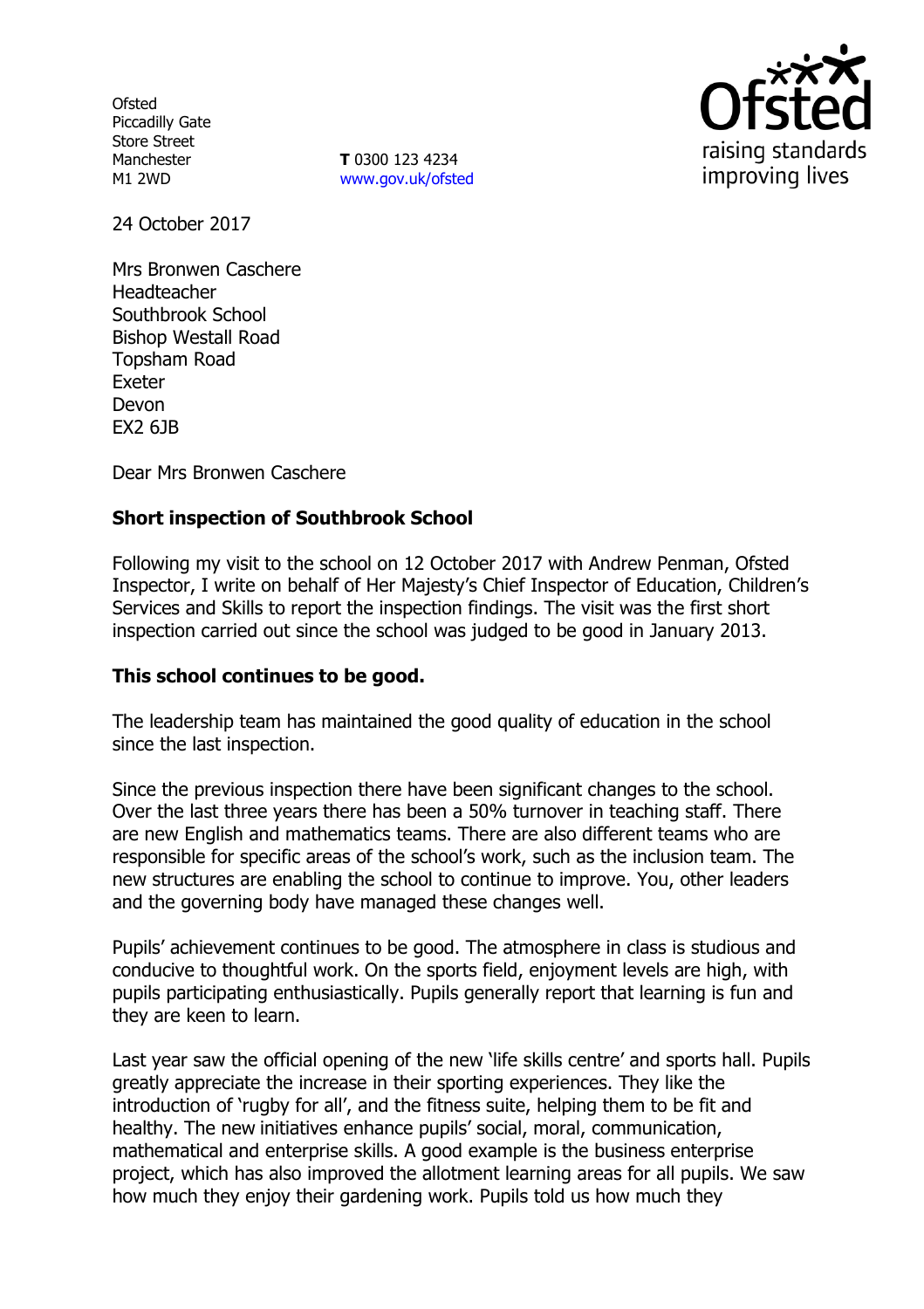Ofsted
Piccadilly Gate
Store Street
Manchester
M1 2WD

**T** 0300 123 4234
www.gov.uk/ofsted

24 October 2017

Mrs Bronwen Caschere
Headteacher
Southbrook School
Bishop Westall Road
Topsham Road
Exeter
Devon
EX2 6JB

Dear Mrs Bronwen Caschere

**Short inspection of Southbrook School**

Following my visit to the school on 12 October 2017 with Andrew Penman, Ofsted Inspector, I write on behalf of Her Majesty's Chief Inspector of Education, Children's Services and Skills to report the inspection findings. The visit was the first short inspection carried out since the school was judged to be good in January 2013.

**This school continues to be good.**

The leadership team has maintained the good quality of education in the school since the last inspection.

Since the previous inspection there have been significant changes to the school. Over the last three years there has been a 50% turnover in teaching staff. There are new English and mathematics teams. There are also different teams who are responsible for specific areas of the school's work, such as the inclusion team. The new structures are enabling the school to continue to improve. You, other leaders and the governing body have managed these changes well.

Pupils' achievement continues to be good. The atmosphere in class is studious and conducive to thoughtful work. On the sports field, enjoyment levels are high, with pupils participating enthusiastically. Pupils generally report that learning is fun and they are keen to learn.

Last year saw the official opening of the new 'life skills centre' and sports hall. Pupils greatly appreciate the increase in their sporting experiences. They like the introduction of 'rugby for all', and the fitness suite, helping them to be fit and healthy. The new initiatives enhance pupils' social, moral, communication, mathematical and enterprise skills. A good example is the business enterprise project, which has also improved the allotment learning areas for all pupils. We saw how much they enjoy their gardening work. Pupils told us how much they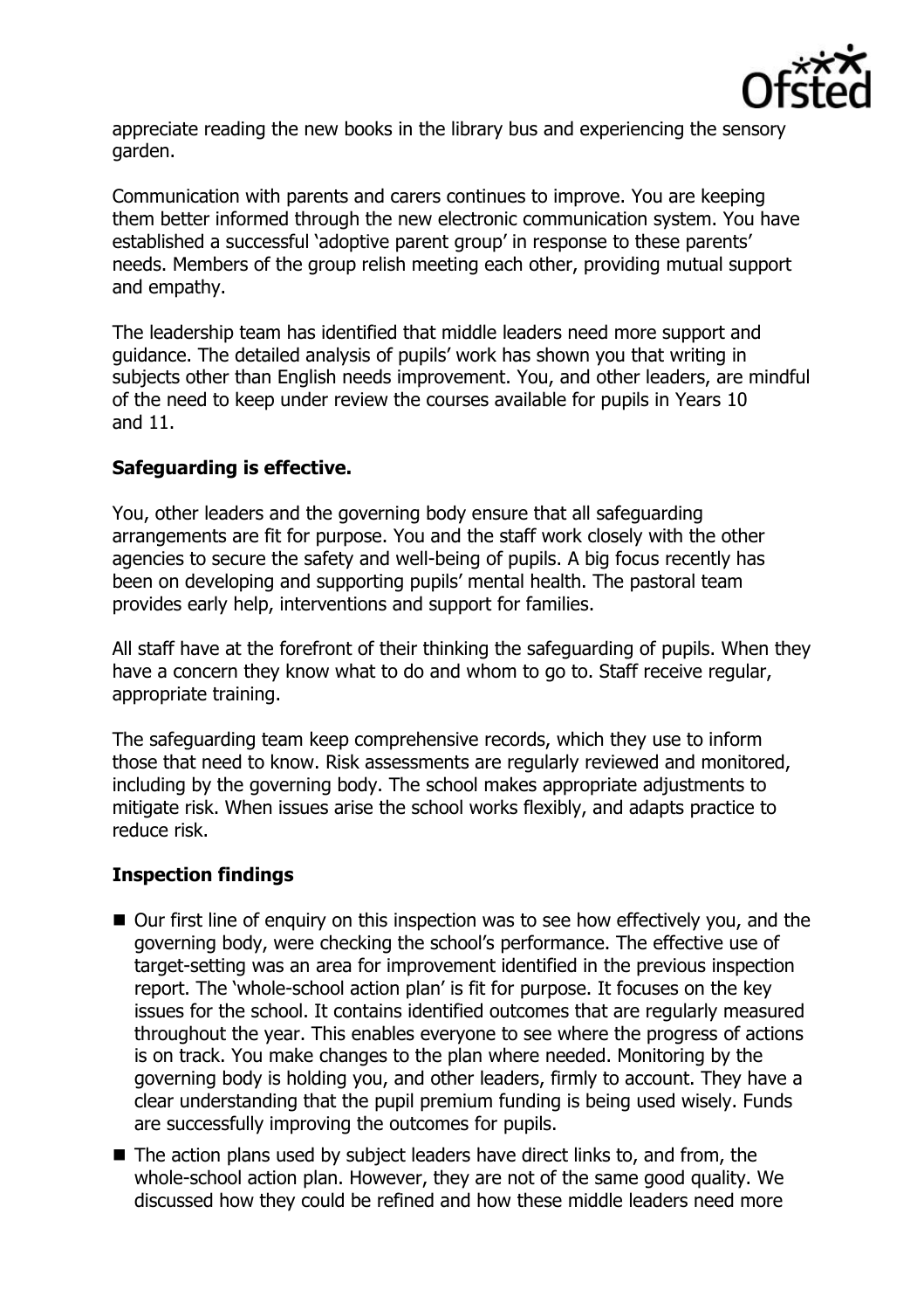appreciate reading the new books in the library bus and experiencing the sensory garden.

Communication with parents and carers continues to improve. You are keeping them better informed through the new electronic communication system. You have established a successful 'adoptive parent group' in response to these parents' needs. Members of the group relish meeting each other, providing mutual support and empathy.

The leadership team has identified that middle leaders need more support and guidance. The detailed analysis of pupils' work has shown you that writing in subjects other than English needs improvement. You, and other leaders, are mindful of the need to keep under review the courses available for pupils in Years 10 and 11.

### Safeguarding is effective.

You, other leaders and the governing body ensure that all safeguarding arrangements are fit for purpose. You and the staff work closely with the other agencies to secure the safety and well-being of pupils. A big focus recently has been on developing and supporting pupils' mental health. The pastoral team provides early help, interventions and support for families.

All staff have at the forefront of their thinking the safeguarding of pupils. When they have a concern they know what to do and whom to go to. Staff receive regular, appropriate training.

The safeguarding team keep comprehensive records, which they use to inform those that need to know. Risk assessments are regularly reviewed and monitored, including by the governing body. The school makes appropriate adjustments to mitigate risk. When issues arise the school works flexibly, and adapts practice to reduce risk.

### Inspection findings

- Our first line of enquiry on this inspection was to see how effectively you, and the governing body, were checking the school's performance. The effective use of target-setting was an area for improvement identified in the previous inspection report. The 'whole-school action plan' is fit for purpose. It focuses on the key issues for the school. It contains identified outcomes that are regularly measured throughout the year. This enables everyone to see where the progress of actions is on track. You make changes to the plan where needed. Monitoring by the governing body is holding you, and other leaders, firmly to account. They have a clear understanding that the pupil premium funding is being used wisely. Funds are successfully improving the outcomes for pupils.
- The action plans used by subject leaders have direct links to, and from, the whole-school action plan. However, they are not of the same good quality. We discussed how they could be refined and how these middle leaders need more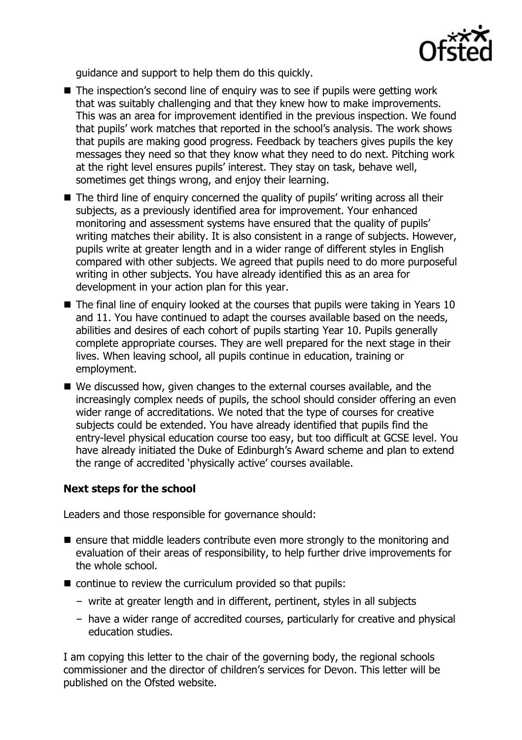guidance and support to help them do this quickly.

- The inspection's second line of enquiry was to see if pupils were getting work that was suitably challenging and that they knew how to make improvements. This was an area for improvement identified in the previous inspection. We found that pupils' work matches that reported in the school's analysis. The work shows that pupils are making good progress. Feedback by teachers gives pupils the key messages they need so that they know what they need to do next. Pitching work at the right level ensures pupils' interest. They stay on task, behave well, sometimes get things wrong, and enjoy their learning.
- The third line of enquiry concerned the quality of pupils' writing across all their subjects, as a previously identified area for improvement. Your enhanced monitoring and assessment systems have ensured that the quality of pupils' writing matches their ability. It is also consistent in a range of subjects. However, pupils write at greater length and in a wider range of different styles in English compared with other subjects. We agreed that pupils need to do more purposeful writing in other subjects. You have already identified this as an area for development in your action plan for this year.
- The final line of enquiry looked at the courses that pupils were taking in Years 10 and 11. You have continued to adapt the courses available based on the needs, abilities and desires of each cohort of pupils starting Year 10. Pupils generally complete appropriate courses. They are well prepared for the next stage in their lives. When leaving school, all pupils continue in education, training or employment.
- We discussed how, given changes to the external courses available, and the increasingly complex needs of pupils, the school should consider offering an even wider range of accreditations. We noted that the type of courses for creative subjects could be extended. You have already identified that pupils find the entry-level physical education course too easy, but too difficult at GCSE level. You have already initiated the Duke of Edinburgh's Award scheme and plan to extend the range of accredited 'physically active' courses available.

## Next steps for the school

Leaders and those responsible for governance should:

- ensure that middle leaders contribute even more strongly to the monitoring and evaluation of their areas of responsibility, to help further drive improvements for the whole school.
- continue to review the curriculum provided so that pupils:
  - write at greater length and in different, pertinent, styles in all subjects
  - have a wider range of accredited courses, particularly for creative and physical education studies.

I am copying this letter to the chair of the governing body, the regional schools commissioner and the director of children's services for Devon. This letter will be published on the Ofsted website.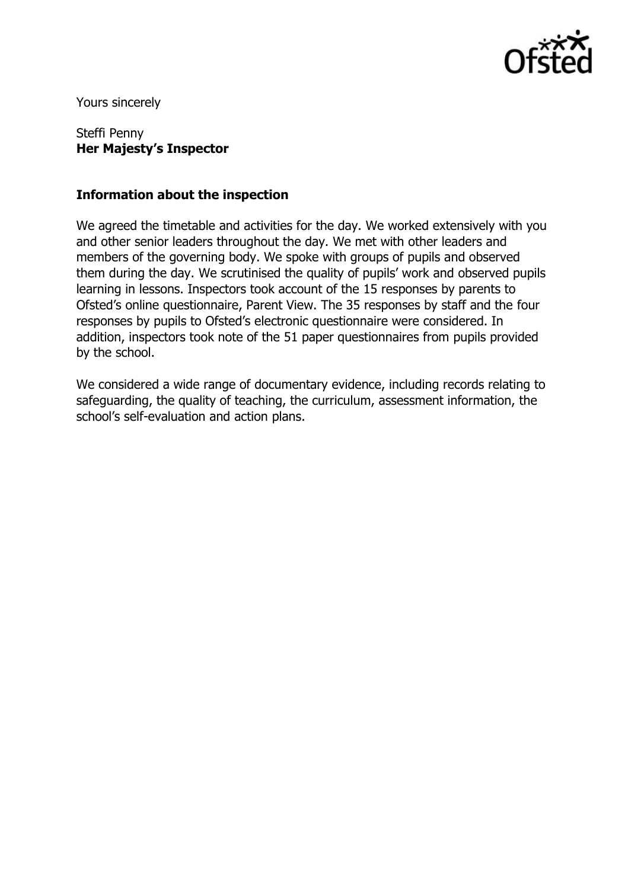Yours sincerely

Steffi Penny
**Her Majesty's Inspector**

## Information about the inspection

We agreed the timetable and activities for the day. We worked extensively with you and other senior leaders throughout the day. We met with other leaders and members of the governing body. We spoke with groups of pupils and observed them during the day. We scrutinised the quality of pupils' work and observed pupils learning in lessons. Inspectors took account of the 15 responses by parents to Ofsted's online questionnaire, Parent View. The 35 responses by staff and the four responses by pupils to Ofsted's electronic questionnaire were considered. In addition, inspectors took note of the 51 paper questionnaires from pupils provided by the school.

We considered a wide range of documentary evidence, including records relating to safeguarding, the quality of teaching, the curriculum, assessment information, the school's self-evaluation and action plans.